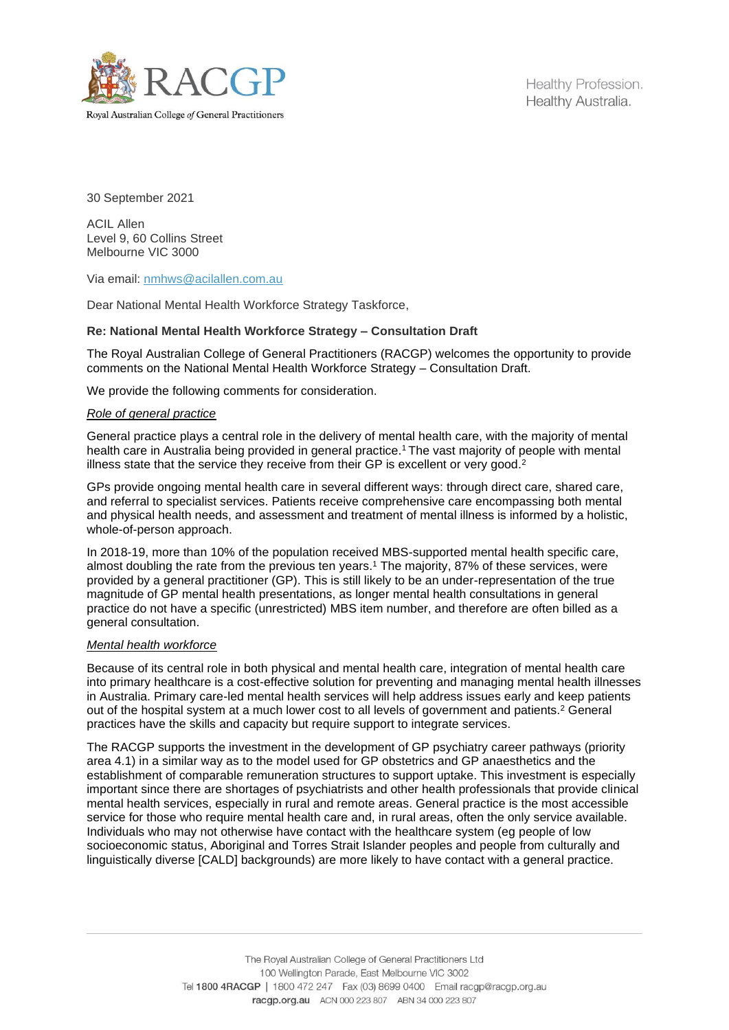RACGP

Royal Australian College *of* General Practitioners

Healthy Profession.
Healthy Australia.

30 September 2021

ACIL Allen
Level 9, 60 Collins Street
Melbourne VIC 3000

Via email: nmhws@acilallen.com.au

Dear National Mental Health Workforce Strategy Taskforce,

**Re: National Mental Health Workforce Strategy – Consultation Draft**

The Royal Australian College of General Practitioners (RACGP) welcomes the opportunity to provide comments on the National Mental Health Workforce Strategy – Consultation Draft.

We provide the following comments for consideration.

*Role of general practice*

General practice plays a central role in the delivery of mental health care, with the majority of mental health care in Australia being provided in general practice.[1] The vast majority of people with mental illness state that the service they receive from their GP is excellent or very good.[2]

GPs provide ongoing mental health care in several different ways: through direct care, shared care, and referral to specialist services. Patients receive comprehensive care encompassing both mental and physical health needs, and assessment and treatment of mental illness is informed by a holistic, whole-of-person approach.

In 2018-19, more than 10% of the population received MBS-supported mental health specific care, almost doubling the rate from the previous ten years.[1] The majority, 87% of these services, were provided by a general practitioner (GP). This is still likely to be an under-representation of the true magnitude of GP mental health presentations, as longer mental health consultations in general practice do not have a specific (unrestricted) MBS item number, and therefore are often billed as a general consultation.

*Mental health workforce*

Because of its central role in both physical and mental health care, integration of mental health care into primary healthcare is a cost-effective solution for preventing and managing mental health illnesses in Australia. Primary care-led mental health services will help address issues early and keep patients out of the hospital system at a much lower cost to all levels of government and patients.[2] General practices have the skills and capacity but require support to integrate services.

The RACGP supports the investment in the development of GP psychiatry career pathways (priority area 4.1) in a similar way as to the model used for GP obstetrics and GP anaesthetics and the establishment of comparable remuneration structures to support uptake. This investment is especially important since there are shortages of psychiatrists and other health professionals that provide clinical mental health services, especially in rural and remote areas. General practice is the most accessible service for those who require mental health care and, in rural areas, often the only service available. Individuals who may not otherwise have contact with the healthcare system (eg people of low socioeconomic status, Aboriginal and Torres Strait Islander peoples and people from culturally and linguistically diverse [CALD] backgrounds) are more likely to have contact with a general practice.

The Royal Australian College of General Practitioners Ltd
100 Wellington Parade, East Melbourne VIC 3002
Tel 1800 4RACGP | 1800 472 247 Fax (03) 8699 0400 Email racgp@racgp.org.au
racgp.org.au ACN 000 223 807 ABN 34 000 223 807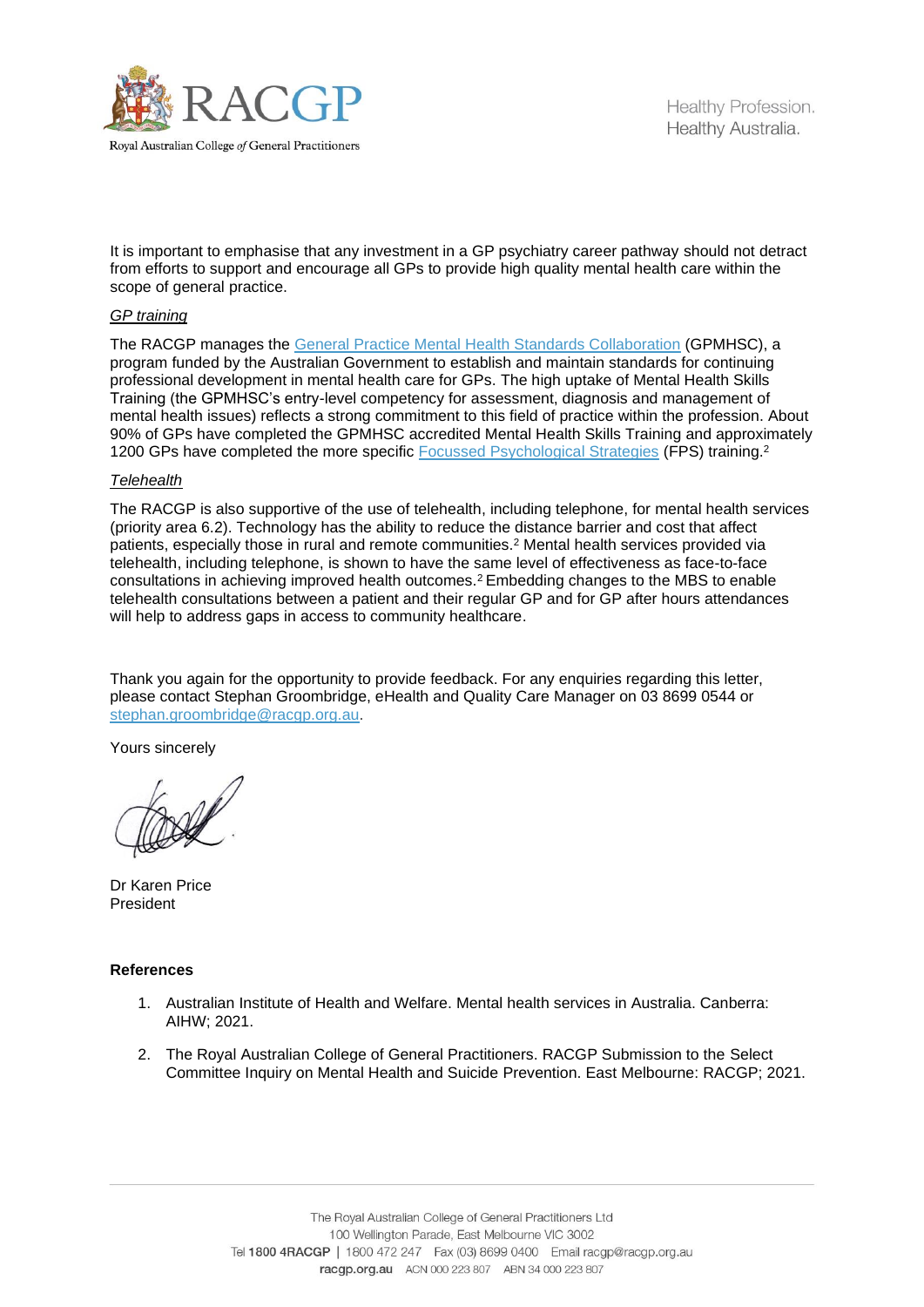It is important to emphasise that any investment in a GP psychiatry career pathway should not detract from efforts to support and encourage all GPs to provide high quality mental health care within the scope of general practice.

*GP training*

The RACGP manages the General Practice Mental Health Standards Collaboration (GPMHSC), a program funded by the Australian Government to establish and maintain standards for continuing professional development in mental health care for GPs. The high uptake of Mental Health Skills Training (the GPMHSC's entry-level competency for assessment, diagnosis and management of mental health issues) reflects a strong commitment to this field of practice within the profession. About 90% of GPs have completed the GPMHSC accredited Mental Health Skills Training and approximately 1200 GPs have completed the more specific Focussed Psychological Strategies (FPS) training.[2]

*Telehealth*

The RACGP is also supportive of the use of telehealth, including telephone, for mental health services (priority area 6.2). Technology has the ability to reduce the distance barrier and cost that affect patients, especially those in rural and remote communities.[2] Mental health services provided via telehealth, including telephone, is shown to have the same level of effectiveness as face-to-face consultations in achieving improved health outcomes.[2] Embedding changes to the MBS to enable telehealth consultations between a patient and their regular GP and for GP after hours attendances will help to address gaps in access to community healthcare.

Thank you again for the opportunity to provide feedback. For any enquiries regarding this letter, please contact Stephan Groombridge, eHealth and Quality Care Manager on 03 8699 0544 or stephan.groombridge@racgp.org.au.

Yours sincerely

Dr Karen Price
President

**References**

1. Australian Institute of Health and Welfare. Mental health services in Australia. Canberra: AIHW; 2021.
2. The Royal Australian College of General Practitioners. RACGP Submission to the Select Committee Inquiry on Mental Health and Suicide Prevention. East Melbourne: RACGP; 2021.